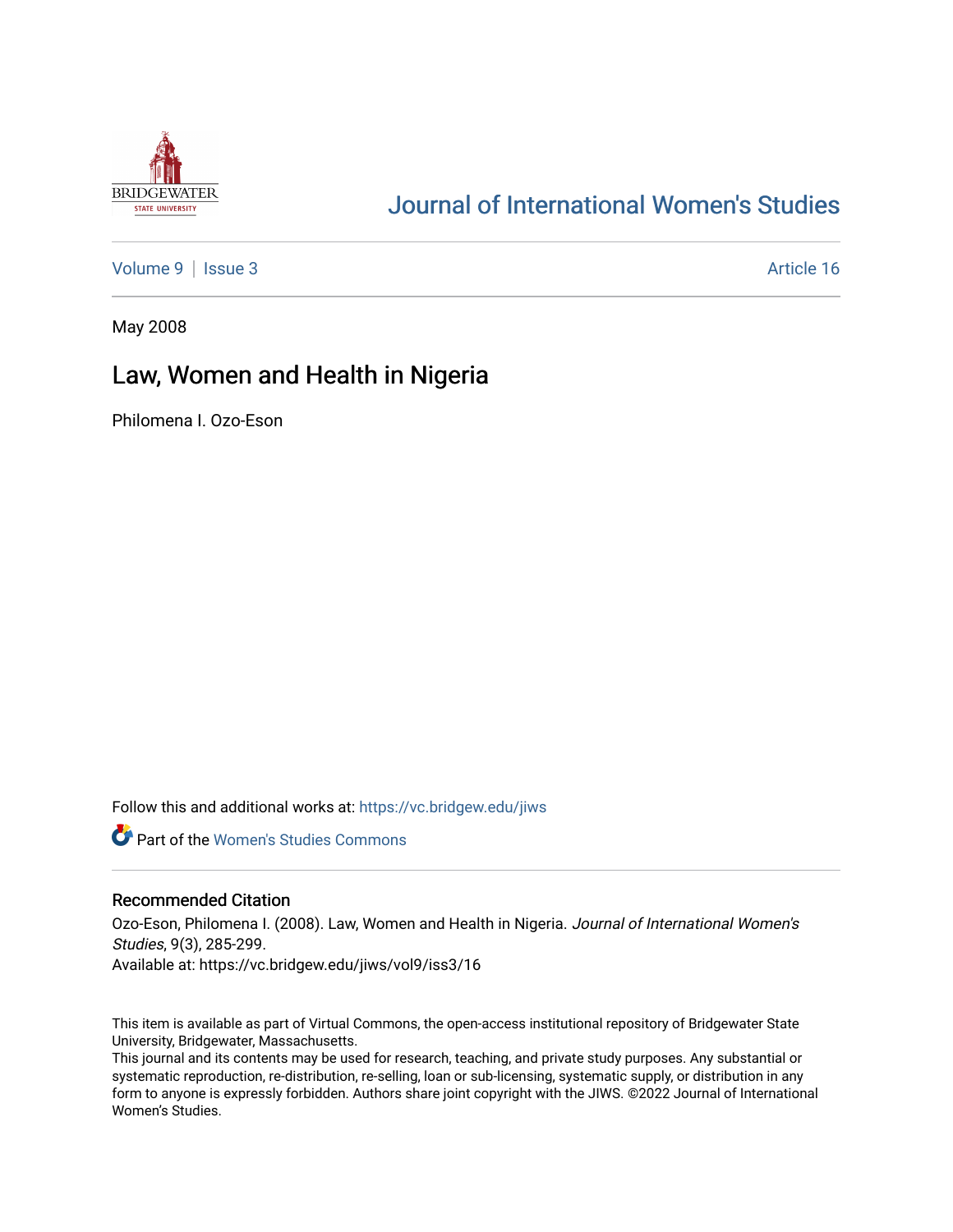# Journal of International Women's Studies

Volume 9 | Issue 3 | Article 16

May 2008

## Law, Women and Health in Nigeria

Philomena I. Ozo-Eson

Follow this and additional works at: https://vc.bridgew.edu/jiws

Part of the Women's Studies Commons

### Recommended Citation

Ozo-Eson, Philomena I. (2008). Law, Women and Health in Nigeria. *Journal of International Women's Studies*, 9(3), 285-299.

Available at: https://vc.bridgew.edu/jiws/vol9/iss3/16

This item is available as part of Virtual Commons, the open-access institutional repository of Bridgewater State University, Bridgewater, Massachusetts.

This journal and its contents may be used for research, teaching, and private study purposes. Any substantial or systematic reproduction, re-distribution, re-selling, loan or sub-licensing, systematic supply, or distribution in any form to anyone is expressly forbidden. Authors share joint copyright with the JIWS. ©2022 Journal of International Women's Studies.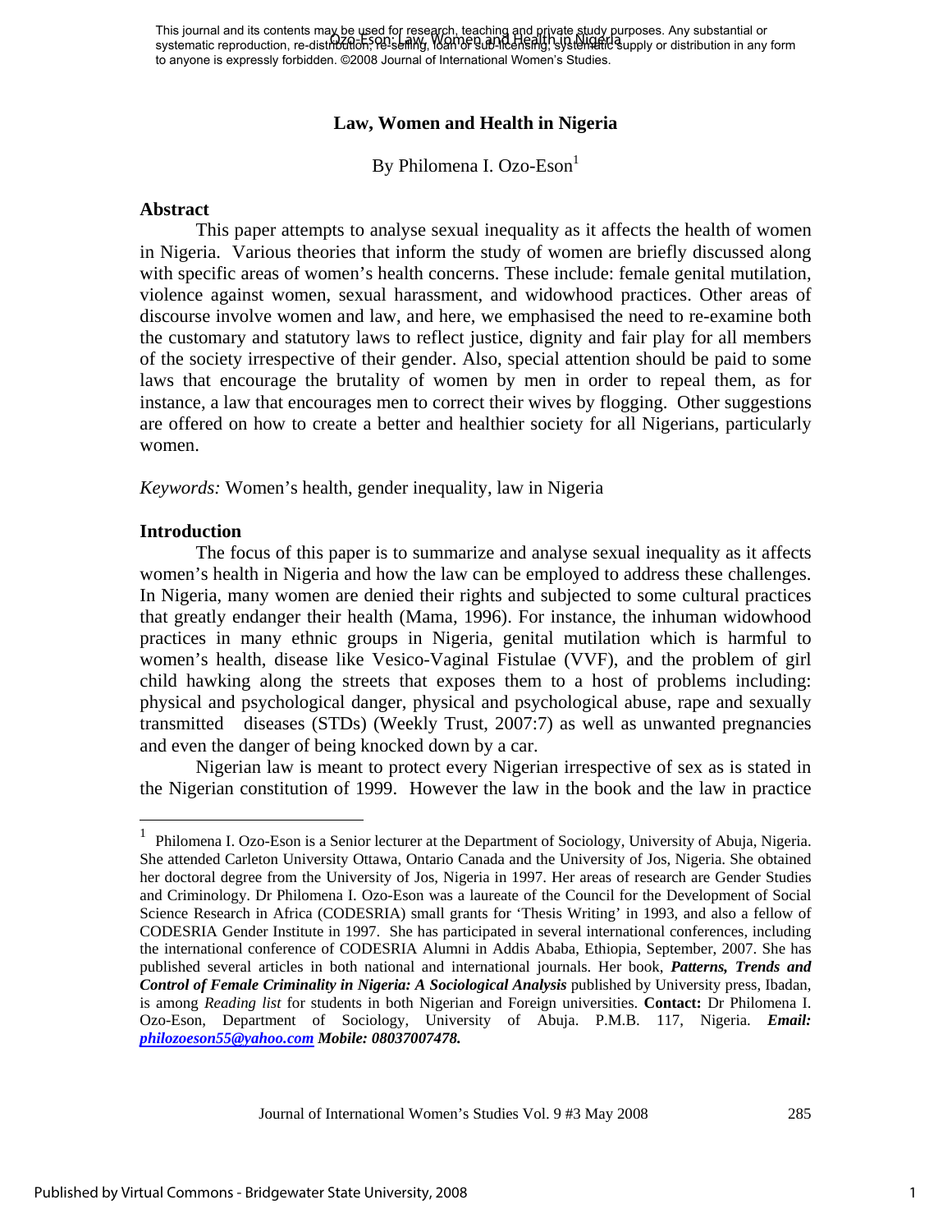# Law, Women and Health in Nigeria

By Philomena I. Ozo-Eson[1]

## Abstract

This paper attempts to analyse sexual inequality as it affects the health of women in Nigeria. Various theories that inform the study of women are briefly discussed along with specific areas of women's health concerns. These include: female genital mutilation, violence against women, sexual harassment, and widowhood practices. Other areas of discourse involve women and law, and here, we emphasised the need to re-examine both the customary and statutory laws to reflect justice, dignity and fair play for all members of the society irrespective of their gender. Also, special attention should be paid to some laws that encourage the brutality of women by men in order to repeal them, as for instance, a law that encourages men to correct their wives by flogging. Other suggestions are offered on how to create a better and healthier society for all Nigerians, particularly women.

*Keywords:* Women's health, gender inequality, law in Nigeria

## Introduction

The focus of this paper is to summarize and analyse sexual inequality as it affects women's health in Nigeria and how the law can be employed to address these challenges. In Nigeria, many women are denied their rights and subjected to some cultural practices that greatly endanger their health (Mama, 1996). For instance, the inhuman widowhood practices in many ethnic groups in Nigeria, genital mutilation which is harmful to women's health, disease like Vesico-Vaginal Fistulae (VVF), and the problem of girl child hawking along the streets that exposes them to a host of problems including: physical and psychological danger, physical and psychological abuse, rape and sexually transmitted diseases (STDs) (Weekly Trust, 2007:7) as well as unwanted pregnancies and even the danger of being knocked down by a car.

Nigerian law is meant to protect every Nigerian irrespective of sex as is stated in the Nigerian constitution of 1999. However the law in the book and the law in practice

---

[1] Philomena I. Ozo-Eson is a Senior lecturer at the Department of Sociology, University of Abuja, Nigeria. She attended Carleton University Ottawa, Ontario Canada and the University of Jos, Nigeria. She obtained her doctoral degree from the University of Jos, Nigeria in 1997. Her areas of research are Gender Studies and Criminology. Dr Philomena I. Ozo-Eson was a laureate of the Council for the Development of Social Science Research in Africa (CODESRIA) small grants for 'Thesis Writing' in 1993, and also a fellow of CODESRIA Gender Institute in 1997. She has participated in several international conferences, including the international conference of CODESRIA Alumni in Addis Ababa, Ethiopia, September, 2007. She has published several articles in both national and international journals. Her book, ***Patterns, Trends and Control of Female Criminality in Nigeria: A Sociological Analysis*** published by University press, Ibadan, is among *Reading list* for students in both Nigerian and Foreign universities. **Contact:** Dr Philomena I. Ozo-Eson, Department of Sociology, University of Abuja. P.M.B. 117, Nigeria. ***Email: philozoeson55@yahoo.com Mobile: 08037007478.***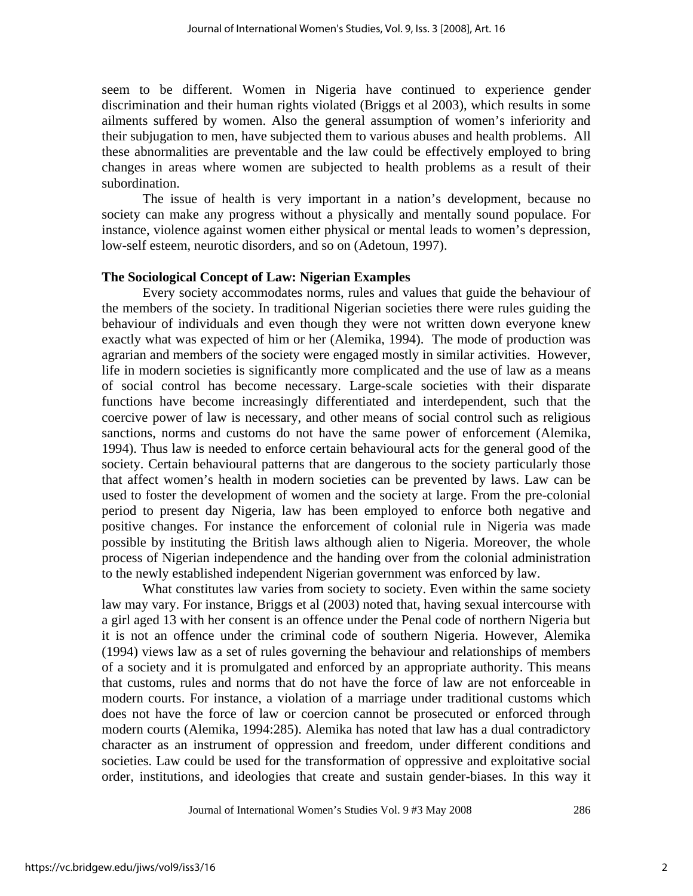seem to be different. Women in Nigeria have continued to experience gender discrimination and their human rights violated (Briggs et al 2003), which results in some ailments suffered by women. Also the general assumption of women's inferiority and their subjugation to men, have subjected them to various abuses and health problems. All these abnormalities are preventable and the law could be effectively employed to bring changes in areas where women are subjected to health problems as a result of their subordination.

The issue of health is very important in a nation's development, because no society can make any progress without a physically and mentally sound populace. For instance, violence against women either physical or mental leads to women's depression, low-self esteem, neurotic disorders, and so on (Adetoun, 1997).

### The Sociological Concept of Law: Nigerian Examples

Every society accommodates norms, rules and values that guide the behaviour of the members of the society. In traditional Nigerian societies there were rules guiding the behaviour of individuals and even though they were not written down everyone knew exactly what was expected of him or her (Alemika, 1994). The mode of production was agrarian and members of the society were engaged mostly in similar activities. However, life in modern societies is significantly more complicated and the use of law as a means of social control has become necessary. Large-scale societies with their disparate functions have become increasingly differentiated and interdependent, such that the coercive power of law is necessary, and other means of social control such as religious sanctions, norms and customs do not have the same power of enforcement (Alemika, 1994). Thus law is needed to enforce certain behavioural acts for the general good of the society. Certain behavioural patterns that are dangerous to the society particularly those that affect women's health in modern societies can be prevented by laws. Law can be used to foster the development of women and the society at large. From the pre-colonial period to present day Nigeria, law has been employed to enforce both negative and positive changes. For instance the enforcement of colonial rule in Nigeria was made possible by instituting the British laws although alien to Nigeria. Moreover, the whole process of Nigerian independence and the handing over from the colonial administration to the newly established independent Nigerian government was enforced by law.

What constitutes law varies from society to society. Even within the same society law may vary. For instance, Briggs et al (2003) noted that, having sexual intercourse with a girl aged 13 with her consent is an offence under the Penal code of northern Nigeria but it is not an offence under the criminal code of southern Nigeria. However, Alemika (1994) views law as a set of rules governing the behaviour and relationships of members of a society and it is promulgated and enforced by an appropriate authority. This means that customs, rules and norms that do not have the force of law are not enforceable in modern courts. For instance, a violation of a marriage under traditional customs which does not have the force of law or coercion cannot be prosecuted or enforced through modern courts (Alemika, 1994:285). Alemika has noted that law has a dual contradictory character as an instrument of oppression and freedom, under different conditions and societies. Law could be used for the transformation of oppressive and exploitative social order, institutions, and ideologies that create and sustain gender-biases. In this way it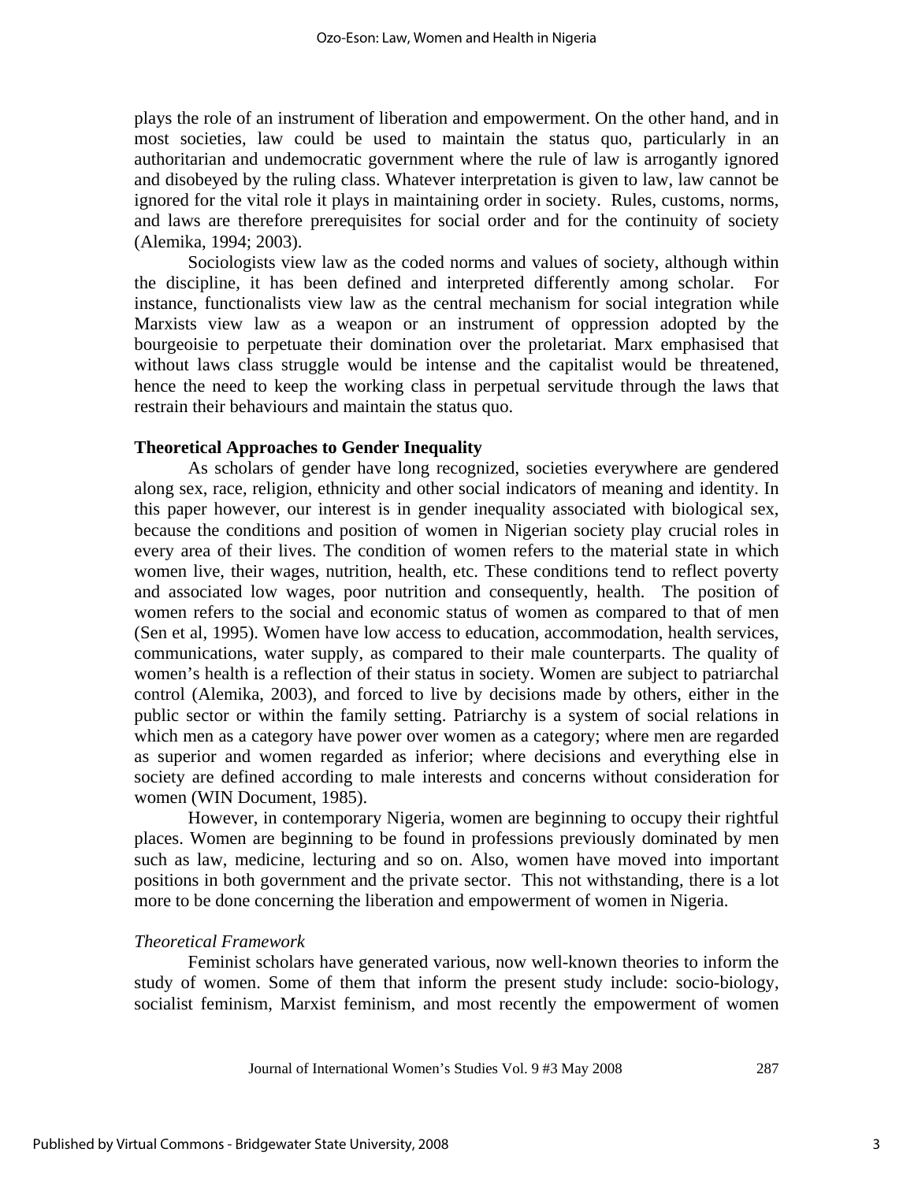plays the role of an instrument of liberation and empowerment. On the other hand, and in most societies, law could be used to maintain the status quo, particularly in an authoritarian and undemocratic government where the rule of law is arrogantly ignored and disobeyed by the ruling class. Whatever interpretation is given to law, law cannot be ignored for the vital role it plays in maintaining order in society. Rules, customs, norms, and laws are therefore prerequisites for social order and for the continuity of society (Alemika, 1994; 2003).

Sociologists view law as the coded norms and values of society, although within the discipline, it has been defined and interpreted differently among scholar. For instance, functionalists view law as the central mechanism for social integration while Marxists view law as a weapon or an instrument of oppression adopted by the bourgeoisie to perpetuate their domination over the proletariat. Marx emphasised that without laws class struggle would be intense and the capitalist would be threatened, hence the need to keep the working class in perpetual servitude through the laws that restrain their behaviours and maintain the status quo.

**Theoretical Approaches to Gender Inequality**

As scholars of gender have long recognized, societies everywhere are gendered along sex, race, religion, ethnicity and other social indicators of meaning and identity. In this paper however, our interest is in gender inequality associated with biological sex, because the conditions and position of women in Nigerian society play crucial roles in every area of their lives. The condition of women refers to the material state in which women live, their wages, nutrition, health, etc. These conditions tend to reflect poverty and associated low wages, poor nutrition and consequently, health. The position of women refers to the social and economic status of women as compared to that of men (Sen et al, 1995). Women have low access to education, accommodation, health services, communications, water supply, as compared to their male counterparts. The quality of women's health is a reflection of their status in society. Women are subject to patriarchal control (Alemika, 2003), and forced to live by decisions made by others, either in the public sector or within the family setting. Patriarchy is a system of social relations in which men as a category have power over women as a category; where men are regarded as superior and women regarded as inferior; where decisions and everything else in society are defined according to male interests and concerns without consideration for women (WIN Document, 1985).

However, in contemporary Nigeria, women are beginning to occupy their rightful places. Women are beginning to be found in professions previously dominated by men such as law, medicine, lecturing and so on. Also, women have moved into important positions in both government and the private sector. This not withstanding, there is a lot more to be done concerning the liberation and empowerment of women in Nigeria.

*Theoretical Framework*

Feminist scholars have generated various, now well-known theories to inform the study of women. Some of them that inform the present study include: socio-biology, socialist feminism, Marxist feminism, and most recently the empowerment of women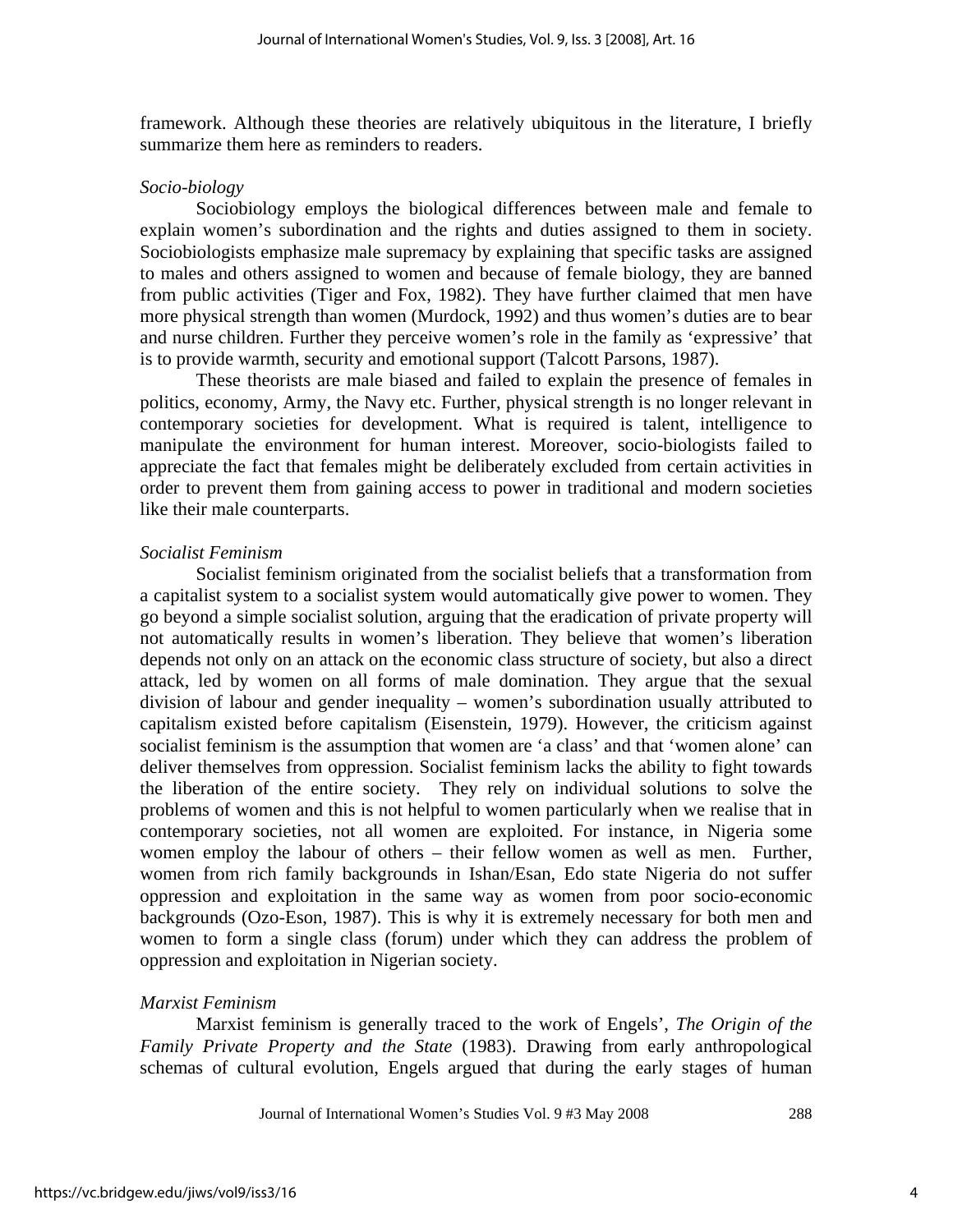framework. Although these theories are relatively ubiquitous in the literature, I briefly summarize them here as reminders to readers.

*Socio-biology*

Sociobiology employs the biological differences between male and female to explain women's subordination and the rights and duties assigned to them in society. Sociobiologists emphasize male supremacy by explaining that specific tasks are assigned to males and others assigned to women and because of female biology, they are banned from public activities (Tiger and Fox, 1982). They have further claimed that men have more physical strength than women (Murdock, 1992) and thus women's duties are to bear and nurse children. Further they perceive women's role in the family as 'expressive' that is to provide warmth, security and emotional support (Talcott Parsons, 1987).

These theorists are male biased and failed to explain the presence of females in politics, economy, Army, the Navy etc. Further, physical strength is no longer relevant in contemporary societies for development. What is required is talent, intelligence to manipulate the environment for human interest. Moreover, socio-biologists failed to appreciate the fact that females might be deliberately excluded from certain activities in order to prevent them from gaining access to power in traditional and modern societies like their male counterparts.

*Socialist Feminism*

Socialist feminism originated from the socialist beliefs that a transformation from a capitalist system to a socialist system would automatically give power to women. They go beyond a simple socialist solution, arguing that the eradication of private property will not automatically results in women's liberation. They believe that women's liberation depends not only on an attack on the economic class structure of society, but also a direct attack, led by women on all forms of male domination. They argue that the sexual division of labour and gender inequality – women's subordination usually attributed to capitalism existed before capitalism (Eisenstein, 1979). However, the criticism against socialist feminism is the assumption that women are 'a class' and that 'women alone' can deliver themselves from oppression. Socialist feminism lacks the ability to fight towards the liberation of the entire society. They rely on individual solutions to solve the problems of women and this is not helpful to women particularly when we realise that in contemporary societies, not all women are exploited. For instance, in Nigeria some women employ the labour of others – their fellow women as well as men. Further, women from rich family backgrounds in Ishan/Esan, Edo state Nigeria do not suffer oppression and exploitation in the same way as women from poor socio-economic backgrounds (Ozo-Eson, 1987). This is why it is extremely necessary for both men and women to form a single class (forum) under which they can address the problem of oppression and exploitation in Nigerian society.

*Marxist Feminism*

Marxist feminism is generally traced to the work of Engels', *The Origin of the Family Private Property and the State* (1983). Drawing from early anthropological schemas of cultural evolution, Engels argued that during the early stages of human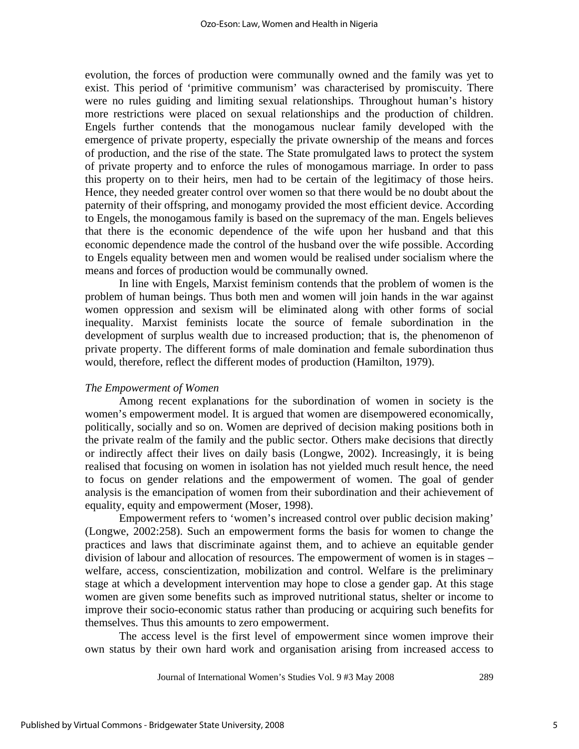evolution, the forces of production were communally owned and the family was yet to exist. This period of 'primitive communism' was characterised by promiscuity. There were no rules guiding and limiting sexual relationships. Throughout human's history more restrictions were placed on sexual relationships and the production of children. Engels further contends that the monogamous nuclear family developed with the emergence of private property, especially the private ownership of the means and forces of production, and the rise of the state. The State promulgated laws to protect the system of private property and to enforce the rules of monogamous marriage. In order to pass this property on to their heirs, men had to be certain of the legitimacy of those heirs. Hence, they needed greater control over women so that there would be no doubt about the paternity of their offspring, and monogamy provided the most efficient device. According to Engels, the monogamous family is based on the supremacy of the man. Engels believes that there is the economic dependence of the wife upon her husband and that this economic dependence made the control of the husband over the wife possible. According to Engels equality between men and women would be realised under socialism where the means and forces of production would be communally owned.

In line with Engels, Marxist feminism contends that the problem of women is the problem of human beings. Thus both men and women will join hands in the war against women oppression and sexism will be eliminated along with other forms of social inequality. Marxist feminists locate the source of female subordination in the development of surplus wealth due to increased production; that is, the phenomenon of private property. The different forms of male domination and female subordination thus would, therefore, reflect the different modes of production (Hamilton, 1979).

*The Empowerment of Women*

Among recent explanations for the subordination of women in society is the women's empowerment model. It is argued that women are disempowered economically, politically, socially and so on. Women are deprived of decision making positions both in the private realm of the family and the public sector. Others make decisions that directly or indirectly affect their lives on daily basis (Longwe, 2002). Increasingly, it is being realised that focusing on women in isolation has not yielded much result hence, the need to focus on gender relations and the empowerment of women. The goal of gender analysis is the emancipation of women from their subordination and their achievement of equality, equity and empowerment (Moser, 1998).

Empowerment refers to 'women's increased control over public decision making' (Longwe, 2002:258). Such an empowerment forms the basis for women to change the practices and laws that discriminate against them, and to achieve an equitable gender division of labour and allocation of resources. The empowerment of women is in stages – welfare, access, conscientization, mobilization and control. Welfare is the preliminary stage at which a development intervention may hope to close a gender gap. At this stage women are given some benefits such as improved nutritional status, shelter or income to improve their socio-economic status rather than producing or acquiring such benefits for themselves. Thus this amounts to zero empowerment.

The access level is the first level of empowerment since women improve their own status by their own hard work and organisation arising from increased access to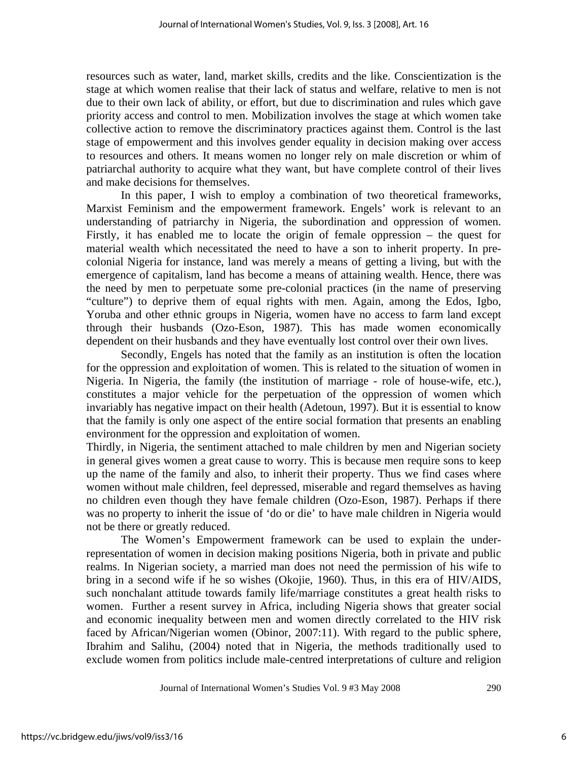resources such as water, land, market skills, credits and the like. Conscientization is the stage at which women realise that their lack of status and welfare, relative to men is not due to their own lack of ability, or effort, but due to discrimination and rules which gave priority access and control to men. Mobilization involves the stage at which women take collective action to remove the discriminatory practices against them. Control is the last stage of empowerment and this involves gender equality in decision making over access to resources and others. It means women no longer rely on male discretion or whim of patriarchal authority to acquire what they want, but have complete control of their lives and make decisions for themselves.

In this paper, I wish to employ a combination of two theoretical frameworks, Marxist Feminism and the empowerment framework. Engels' work is relevant to an understanding of patriarchy in Nigeria, the subordination and oppression of women. Firstly, it has enabled me to locate the origin of female oppression – the quest for material wealth which necessitated the need to have a son to inherit property. In pre-colonial Nigeria for instance, land was merely a means of getting a living, but with the emergence of capitalism, land has become a means of attaining wealth. Hence, there was the need by men to perpetuate some pre-colonial practices (in the name of preserving "culture") to deprive them of equal rights with men. Again, among the Edos, Igbo, Yoruba and other ethnic groups in Nigeria, women have no access to farm land except through their husbands (Ozo-Eson, 1987). This has made women economically dependent on their husbands and they have eventually lost control over their own lives.

Secondly, Engels has noted that the family as an institution is often the location for the oppression and exploitation of women. This is related to the situation of women in Nigeria. In Nigeria, the family (the institution of marriage - role of house-wife, etc.), constitutes a major vehicle for the perpetuation of the oppression of women which invariably has negative impact on their health (Adetoun, 1997). But it is essential to know that the family is only one aspect of the entire social formation that presents an enabling environment for the oppression and exploitation of women.

Thirdly, in Nigeria, the sentiment attached to male children by men and Nigerian society in general gives women a great cause to worry. This is because men require sons to keep up the name of the family and also, to inherit their property. Thus we find cases where women without male children, feel depressed, miserable and regard themselves as having no children even though they have female children (Ozo-Eson, 1987). Perhaps if there was no property to inherit the issue of 'do or die' to have male children in Nigeria would not be there or greatly reduced.

The Women's Empowerment framework can be used to explain the under-representation of women in decision making positions Nigeria, both in private and public realms. In Nigerian society, a married man does not need the permission of his wife to bring in a second wife if he so wishes (Okojie, 1960). Thus, in this era of HIV/AIDS, such nonchalant attitude towards family life/marriage constitutes a great health risks to women. Further a resent survey in Africa, including Nigeria shows that greater social and economic inequality between men and women directly correlated to the HIV risk faced by African/Nigerian women (Obinor, 2007:11). With regard to the public sphere, Ibrahim and Salihu, (2004) noted that in Nigeria, the methods traditionally used to exclude women from politics include male-centred interpretations of culture and religion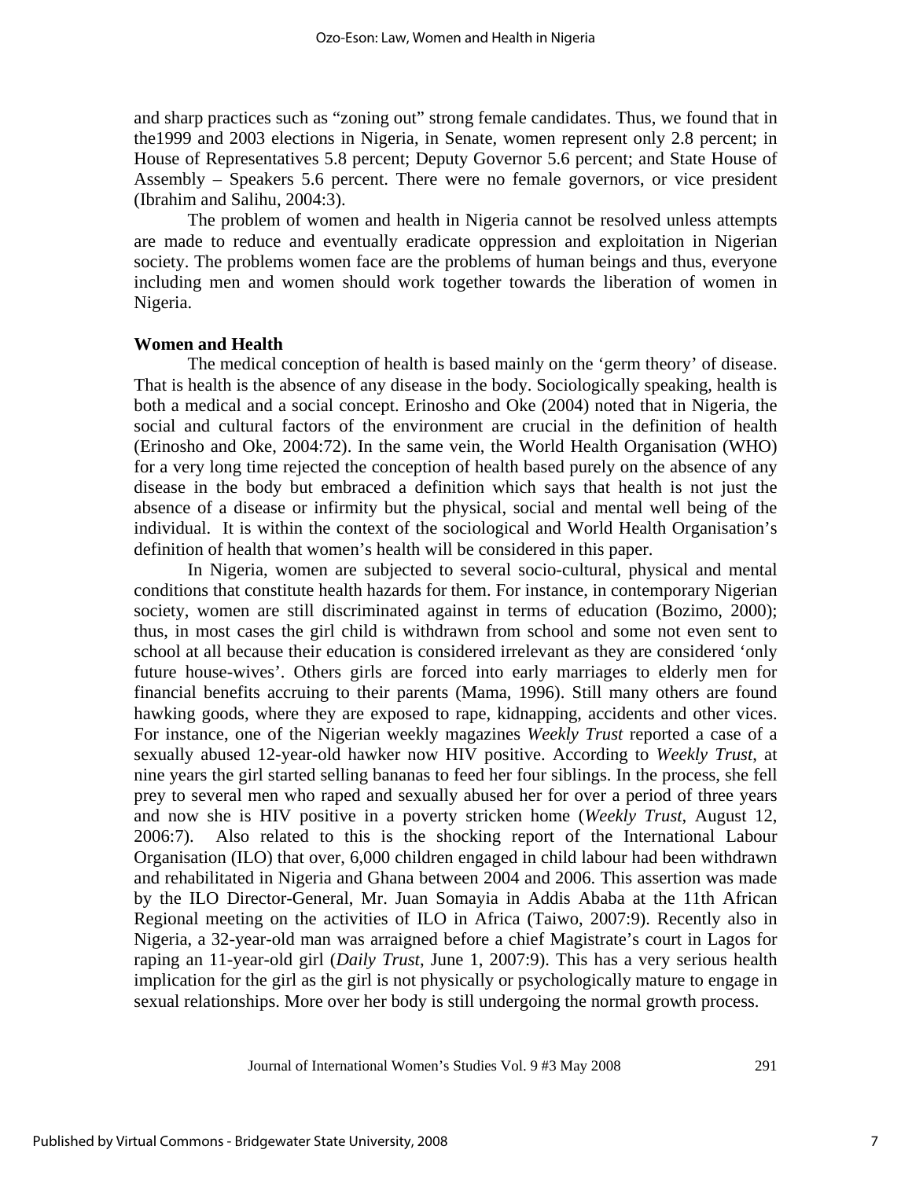and sharp practices such as "zoning out" strong female candidates. Thus, we found that in the1999 and 2003 elections in Nigeria, in Senate, women represent only 2.8 percent; in House of Representatives 5.8 percent; Deputy Governor 5.6 percent; and State House of Assembly – Speakers 5.6 percent. There were no female governors, or vice president (Ibrahim and Salihu, 2004:3).

The problem of women and health in Nigeria cannot be resolved unless attempts are made to reduce and eventually eradicate oppression and exploitation in Nigerian society. The problems women face are the problems of human beings and thus, everyone including men and women should work together towards the liberation of women in Nigeria.

**Women and Health**

The medical conception of health is based mainly on the 'germ theory' of disease. That is health is the absence of any disease in the body. Sociologically speaking, health is both a medical and a social concept. Erinosho and Oke (2004) noted that in Nigeria, the social and cultural factors of the environment are crucial in the definition of health (Erinosho and Oke, 2004:72). In the same vein, the World Health Organisation (WHO) for a very long time rejected the conception of health based purely on the absence of any disease in the body but embraced a definition which says that health is not just the absence of a disease or infirmity but the physical, social and mental well being of the individual. It is within the context of the sociological and World Health Organisation's definition of health that women's health will be considered in this paper.

In Nigeria, women are subjected to several socio-cultural, physical and mental conditions that constitute health hazards for them. For instance, in contemporary Nigerian society, women are still discriminated against in terms of education (Bozimo, 2000); thus, in most cases the girl child is withdrawn from school and some not even sent to school at all because their education is considered irrelevant as they are considered 'only future house-wives'. Others girls are forced into early marriages to elderly men for financial benefits accruing to their parents (Mama, 1996). Still many others are found hawking goods, where they are exposed to rape, kidnapping, accidents and other vices. For instance, one of the Nigerian weekly magazines *Weekly Trust* reported a case of a sexually abused 12-year-old hawker now HIV positive. According to *Weekly Trust*, at nine years the girl started selling bananas to feed her four siblings. In the process, she fell prey to several men who raped and sexually abused her for over a period of three years and now she is HIV positive in a poverty stricken home (*Weekly Trust*, August 12, 2006:7). Also related to this is the shocking report of the International Labour Organisation (ILO) that over, 6,000 children engaged in child labour had been withdrawn and rehabilitated in Nigeria and Ghana between 2004 and 2006. This assertion was made by the ILO Director-General, Mr. Juan Somayia in Addis Ababa at the 11th African Regional meeting on the activities of ILO in Africa (Taiwo, 2007:9). Recently also in Nigeria, a 32-year-old man was arraigned before a chief Magistrate's court in Lagos for raping an 11-year-old girl (*Daily Trust*, June 1, 2007:9). This has a very serious health implication for the girl as the girl is not physically or psychologically mature to engage in sexual relationships. More over her body is still undergoing the normal growth process.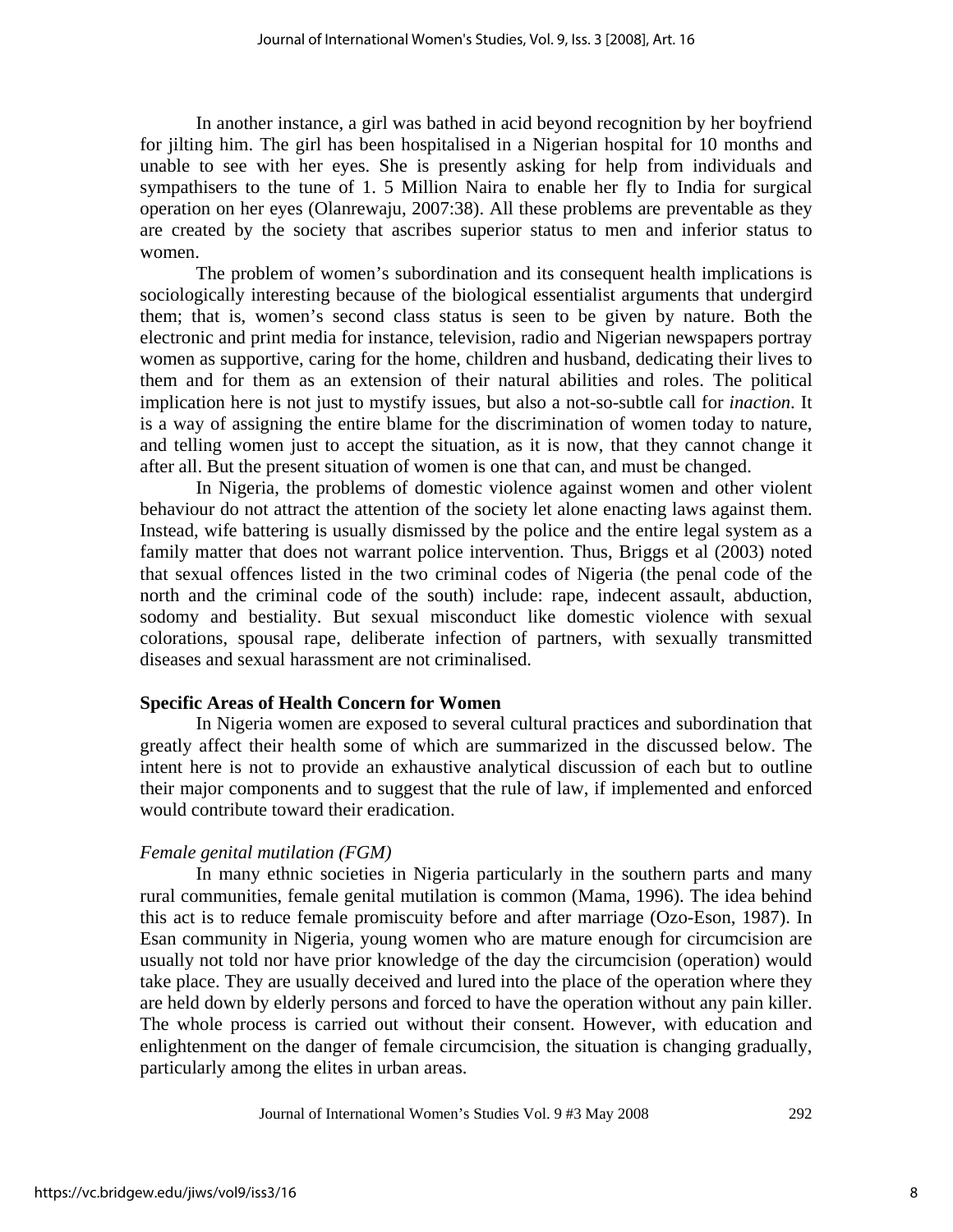In another instance, a girl was bathed in acid beyond recognition by her boyfriend for jilting him. The girl has been hospitalised in a Nigerian hospital for 10 months and unable to see with her eyes. She is presently asking for help from individuals and sympathisers to the tune of 1. 5 Million Naira to enable her fly to India for surgical operation on her eyes (Olanrewaju, 2007:38). All these problems are preventable as they are created by the society that ascribes superior status to men and inferior status to women.

The problem of women's subordination and its consequent health implications is sociologically interesting because of the biological essentialist arguments that undergird them; that is, women's second class status is seen to be given by nature. Both the electronic and print media for instance, television, radio and Nigerian newspapers portray women as supportive, caring for the home, children and husband, dedicating their lives to them and for them as an extension of their natural abilities and roles. The political implication here is not just to mystify issues, but also a not-so-subtle call for *inaction*. It is a way of assigning the entire blame for the discrimination of women today to nature, and telling women just to accept the situation, as it is now, that they cannot change it after all. But the present situation of women is one that can, and must be changed.

In Nigeria, the problems of domestic violence against women and other violent behaviour do not attract the attention of the society let alone enacting laws against them. Instead, wife battering is usually dismissed by the police and the entire legal system as a family matter that does not warrant police intervention. Thus, Briggs et al (2003) noted that sexual offences listed in the two criminal codes of Nigeria (the penal code of the north and the criminal code of the south) include: rape, indecent assault, abduction, sodomy and bestiality. But sexual misconduct like domestic violence with sexual colorations, spousal rape, deliberate infection of partners, with sexually transmitted diseases and sexual harassment are not criminalised.

**Specific Areas of Health Concern for Women**

In Nigeria women are exposed to several cultural practices and subordination that greatly affect their health some of which are summarized in the discussed below. The intent here is not to provide an exhaustive analytical discussion of each but to outline their major components and to suggest that the rule of law, if implemented and enforced would contribute toward their eradication.

*Female genital mutilation (FGM)*

In many ethnic societies in Nigeria particularly in the southern parts and many rural communities, female genital mutilation is common (Mama, 1996). The idea behind this act is to reduce female promiscuity before and after marriage (Ozo-Eson, 1987). In Esan community in Nigeria, young women who are mature enough for circumcision are usually not told nor have prior knowledge of the day the circumcision (operation) would take place. They are usually deceived and lured into the place of the operation where they are held down by elderly persons and forced to have the operation without any pain killer. The whole process is carried out without their consent. However, with education and enlightenment on the danger of female circumcision, the situation is changing gradually, particularly among the elites in urban areas.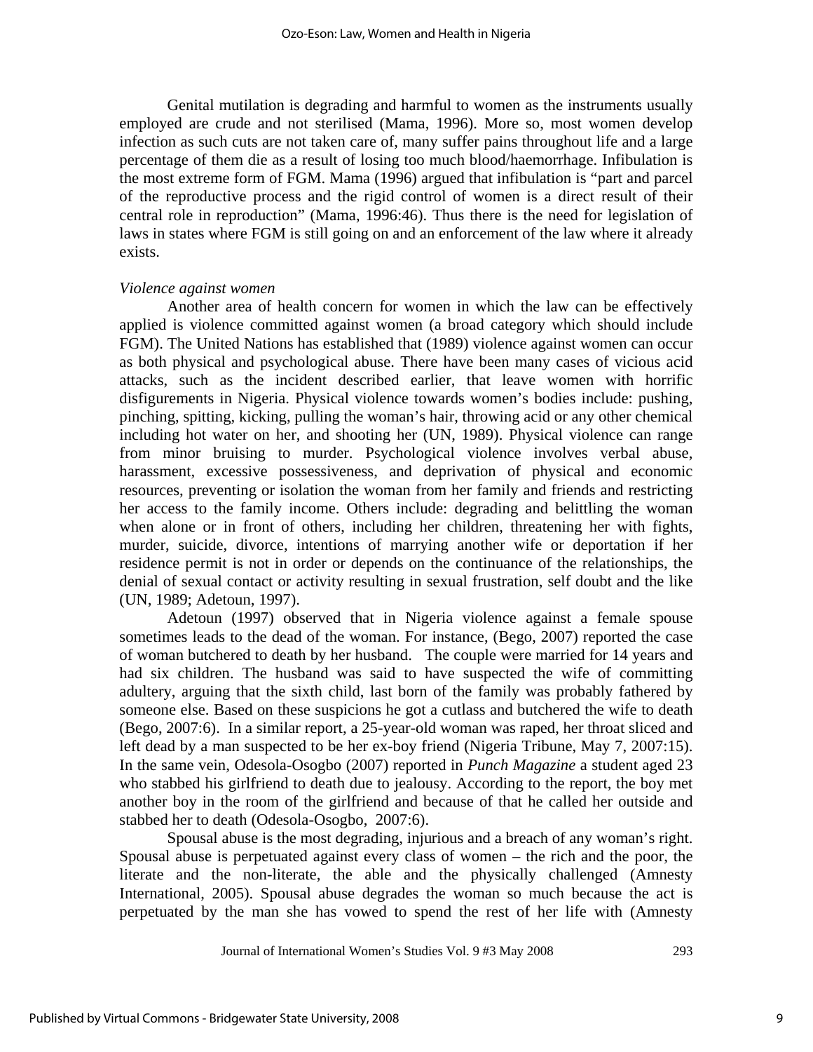Genital mutilation is degrading and harmful to women as the instruments usually employed are crude and not sterilised (Mama, 1996). More so, most women develop infection as such cuts are not taken care of, many suffer pains throughout life and a large percentage of them die as a result of losing too much blood/haemorrhage. Infibulation is the most extreme form of FGM. Mama (1996) argued that infibulation is "part and parcel of the reproductive process and the rigid control of women is a direct result of their central role in reproduction" (Mama, 1996:46). Thus there is the need for legislation of laws in states where FGM is still going on and an enforcement of the law where it already exists.

*Violence against women*

Another area of health concern for women in which the law can be effectively applied is violence committed against women (a broad category which should include FGM). The United Nations has established that (1989) violence against women can occur as both physical and psychological abuse. There have been many cases of vicious acid attacks, such as the incident described earlier, that leave women with horrific disfigurements in Nigeria. Physical violence towards women's bodies include: pushing, pinching, spitting, kicking, pulling the woman's hair, throwing acid or any other chemical including hot water on her, and shooting her (UN, 1989). Physical violence can range from minor bruising to murder. Psychological violence involves verbal abuse, harassment, excessive possessiveness, and deprivation of physical and economic resources, preventing or isolation the woman from her family and friends and restricting her access to the family income. Others include: degrading and belittling the woman when alone or in front of others, including her children, threatening her with fights, murder, suicide, divorce, intentions of marrying another wife or deportation if her residence permit is not in order or depends on the continuance of the relationships, the denial of sexual contact or activity resulting in sexual frustration, self doubt and the like (UN, 1989; Adetoun, 1997).

Adetoun (1997) observed that in Nigeria violence against a female spouse sometimes leads to the dead of the woman. For instance, (Bego, 2007) reported the case of woman butchered to death by her husband. The couple were married for 14 years and had six children. The husband was said to have suspected the wife of committing adultery, arguing that the sixth child, last born of the family was probably fathered by someone else. Based on these suspicions he got a cutlass and butchered the wife to death (Bego, 2007:6). In a similar report, a 25-year-old woman was raped, her throat sliced and left dead by a man suspected to be her ex-boy friend (Nigeria Tribune, May 7, 2007:15). In the same vein, Odesola-Osogbo (2007) reported in *Punch Magazine* a student aged 23 who stabbed his girlfriend to death due to jealousy. According to the report, the boy met another boy in the room of the girlfriend and because of that he called her outside and stabbed her to death (Odesola-Osogbo, 2007:6).

Spousal abuse is the most degrading, injurious and a breach of any woman's right. Spousal abuse is perpetuated against every class of women – the rich and the poor, the literate and the non-literate, the able and the physically challenged (Amnesty International, 2005). Spousal abuse degrades the woman so much because the act is perpetuated by the man she has vowed to spend the rest of her life with (Amnesty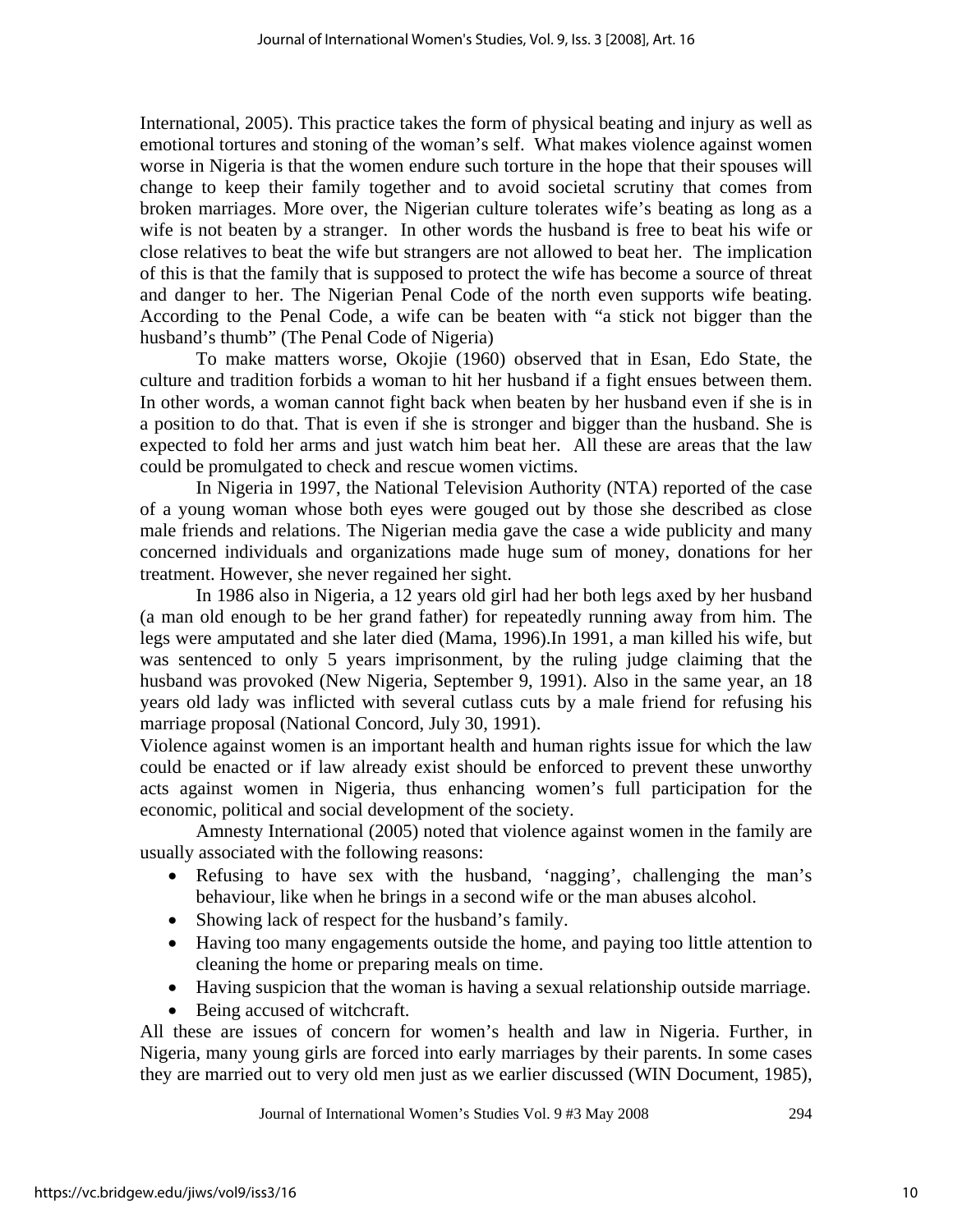International, 2005). This practice takes the form of physical beating and injury as well as emotional tortures and stoning of the woman's self. What makes violence against women worse in Nigeria is that the women endure such torture in the hope that their spouses will change to keep their family together and to avoid societal scrutiny that comes from broken marriages. More over, the Nigerian culture tolerates wife's beating as long as a wife is not beaten by a stranger. In other words the husband is free to beat his wife or close relatives to beat the wife but strangers are not allowed to beat her. The implication of this is that the family that is supposed to protect the wife has become a source of threat and danger to her. The Nigerian Penal Code of the north even supports wife beating. According to the Penal Code, a wife can be beaten with "a stick not bigger than the husband's thumb" (The Penal Code of Nigeria)

To make matters worse, Okojie (1960) observed that in Esan, Edo State, the culture and tradition forbids a woman to hit her husband if a fight ensues between them. In other words, a woman cannot fight back when beaten by her husband even if she is in a position to do that. That is even if she is stronger and bigger than the husband. She is expected to fold her arms and just watch him beat her. All these are areas that the law could be promulgated to check and rescue women victims.

In Nigeria in 1997, the National Television Authority (NTA) reported of the case of a young woman whose both eyes were gouged out by those she described as close male friends and relations. The Nigerian media gave the case a wide publicity and many concerned individuals and organizations made huge sum of money, donations for her treatment. However, she never regained her sight.

In 1986 also in Nigeria, a 12 years old girl had her both legs axed by her husband (a man old enough to be her grand father) for repeatedly running away from him. The legs were amputated and she later died (Mama, 1996).In 1991, a man killed his wife, but was sentenced to only 5 years imprisonment, by the ruling judge claiming that the husband was provoked (New Nigeria, September 9, 1991). Also in the same year, an 18 years old lady was inflicted with several cutlass cuts by a male friend for refusing his marriage proposal (National Concord, July 30, 1991).

Violence against women is an important health and human rights issue for which the law could be enacted or if law already exist should be enforced to prevent these unworthy acts against women in Nigeria, thus enhancing women's full participation for the economic, political and social development of the society.

Amnesty International (2005) noted that violence against women in the family are usually associated with the following reasons:

- Refusing to have sex with the husband, 'nagging', challenging the man's behaviour, like when he brings in a second wife or the man abuses alcohol.
- Showing lack of respect for the husband's family.
- Having too many engagements outside the home, and paying too little attention to cleaning the home or preparing meals on time.
- Having suspicion that the woman is having a sexual relationship outside marriage.
- Being accused of witchcraft.

All these are issues of concern for women's health and law in Nigeria. Further, in Nigeria, many young girls are forced into early marriages by their parents. In some cases they are married out to very old men just as we earlier discussed (WIN Document, 1985),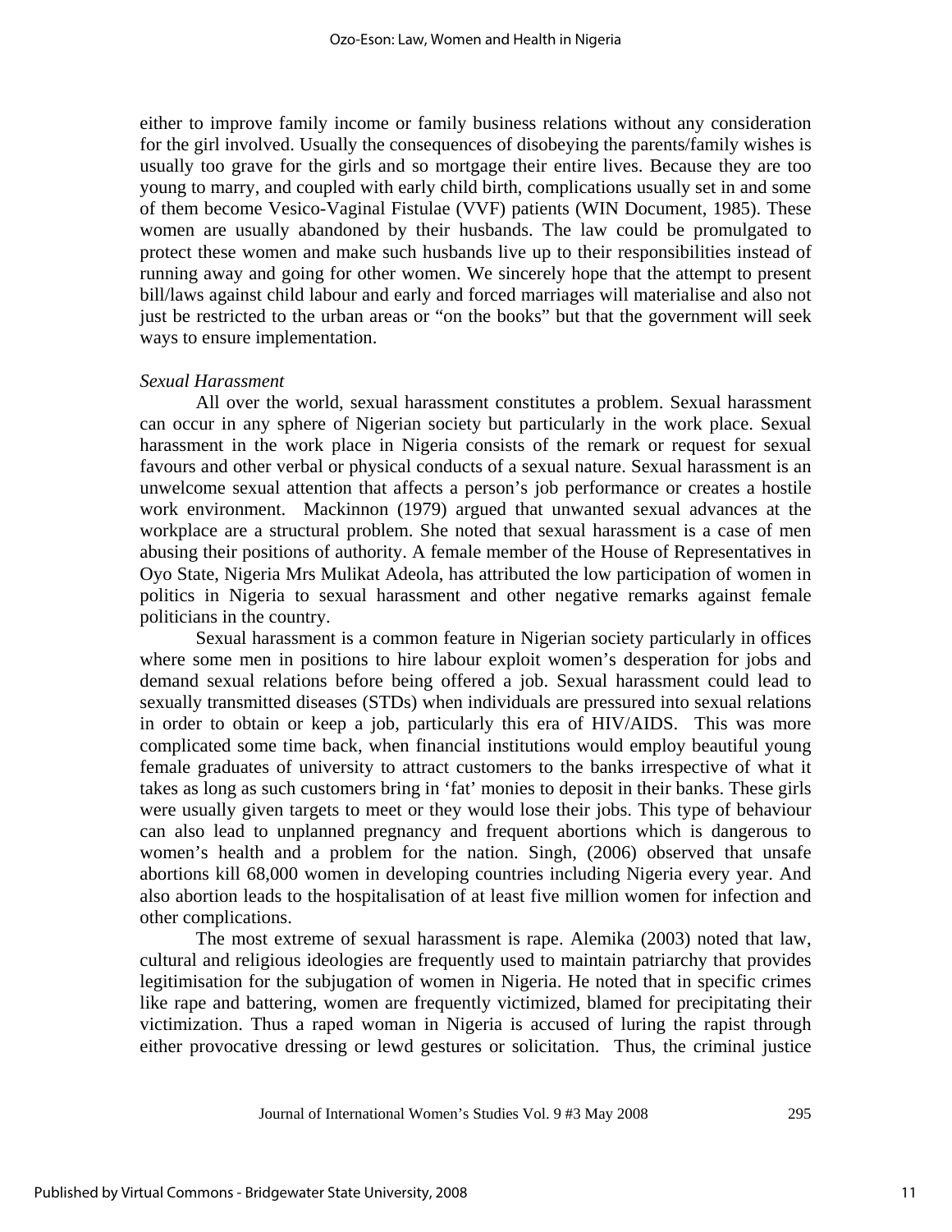either to improve family income or family business relations without any consideration for the girl involved. Usually the consequences of disobeying the parents/family wishes is usually too grave for the girls and so mortgage their entire lives. Because they are too young to marry, and coupled with early child birth, complications usually set in and some of them become Vesico-Vaginal Fistulae (VVF) patients (WIN Document, 1985). These women are usually abandoned by their husbands. The law could be promulgated to protect these women and make such husbands live up to their responsibilities instead of running away and going for other women. We sincerely hope that the attempt to present bill/laws against child labour and early and forced marriages will materialise and also not just be restricted to the urban areas or "on the books" but that the government will seek ways to ensure implementation.

*Sexual Harassment*

All over the world, sexual harassment constitutes a problem. Sexual harassment can occur in any sphere of Nigerian society but particularly in the work place. Sexual harassment in the work place in Nigeria consists of the remark or request for sexual favours and other verbal or physical conducts of a sexual nature. Sexual harassment is an unwelcome sexual attention that affects a person's job performance or creates a hostile work environment. Mackinnon (1979) argued that unwanted sexual advances at the workplace are a structural problem. She noted that sexual harassment is a case of men abusing their positions of authority. A female member of the House of Representatives in Oyo State, Nigeria Mrs Mulikat Adeola, has attributed the low participation of women in politics in Nigeria to sexual harassment and other negative remarks against female politicians in the country.

Sexual harassment is a common feature in Nigerian society particularly in offices where some men in positions to hire labour exploit women's desperation for jobs and demand sexual relations before being offered a job. Sexual harassment could lead to sexually transmitted diseases (STDs) when individuals are pressured into sexual relations in order to obtain or keep a job, particularly this era of HIV/AIDS. This was more complicated some time back, when financial institutions would employ beautiful young female graduates of university to attract customers to the banks irrespective of what it takes as long as such customers bring in 'fat' monies to deposit in their banks. These girls were usually given targets to meet or they would lose their jobs. This type of behaviour can also lead to unplanned pregnancy and frequent abortions which is dangerous to women's health and a problem for the nation. Singh, (2006) observed that unsafe abortions kill 68,000 women in developing countries including Nigeria every year. And also abortion leads to the hospitalisation of at least five million women for infection and other complications.

The most extreme of sexual harassment is rape. Alemika (2003) noted that law, cultural and religious ideologies are frequently used to maintain patriarchy that provides legitimisation for the subjugation of women in Nigeria. He noted that in specific crimes like rape and battering, women are frequently victimized, blamed for precipitating their victimization. Thus a raped woman in Nigeria is accused of luring the rapist through either provocative dressing or lewd gestures or solicitation. Thus, the criminal justice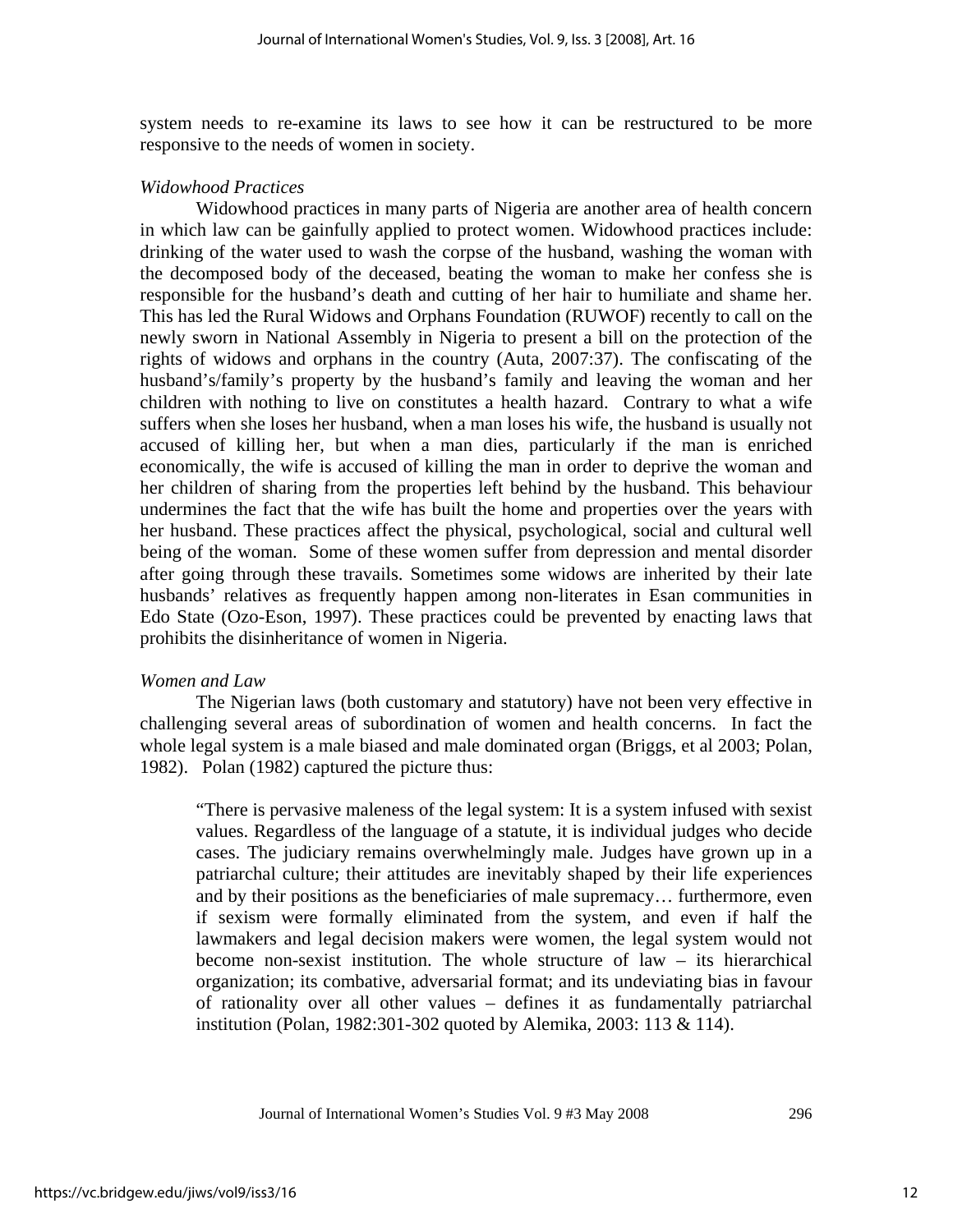system needs to re-examine its laws to see how it can be restructured to be more responsive to the needs of women in society.

*Widowhood Practices*

Widowhood practices in many parts of Nigeria are another area of health concern in which law can be gainfully applied to protect women. Widowhood practices include: drinking of the water used to wash the corpse of the husband, washing the woman with the decomposed body of the deceased, beating the woman to make her confess she is responsible for the husband's death and cutting of her hair to humiliate and shame her. This has led the Rural Widows and Orphans Foundation (RUWOF) recently to call on the newly sworn in National Assembly in Nigeria to present a bill on the protection of the rights of widows and orphans in the country (Auta, 2007:37). The confiscating of the husband's/family's property by the husband's family and leaving the woman and her children with nothing to live on constitutes a health hazard. Contrary to what a wife suffers when she loses her husband, when a man loses his wife, the husband is usually not accused of killing her, but when a man dies, particularly if the man is enriched economically, the wife is accused of killing the man in order to deprive the woman and her children of sharing from the properties left behind by the husband. This behaviour undermines the fact that the wife has built the home and properties over the years with her husband. These practices affect the physical, psychological, social and cultural well being of the woman. Some of these women suffer from depression and mental disorder after going through these travails. Sometimes some widows are inherited by their late husbands' relatives as frequently happen among non-literates in Esan communities in Edo State (Ozo-Eson, 1997). These practices could be prevented by enacting laws that prohibits the disinheritance of women in Nigeria.

*Women and Law*

The Nigerian laws (both customary and statutory) have not been very effective in challenging several areas of subordination of women and health concerns. In fact the whole legal system is a male biased and male dominated organ (Briggs, et al 2003; Polan, 1982). Polan (1982) captured the picture thus:

> "There is pervasive maleness of the legal system: It is a system infused with sexist values. Regardless of the language of a statute, it is individual judges who decide cases. The judiciary remains overwhelmingly male. Judges have grown up in a patriarchal culture; their attitudes are inevitably shaped by their life experiences and by their positions as the beneficiaries of male supremacy… furthermore, even if sexism were formally eliminated from the system, and even if half the lawmakers and legal decision makers were women, the legal system would not become non-sexist institution. The whole structure of law – its hierarchical organization; its combative, adversarial format; and its undeviating bias in favour of rationality over all other values – defines it as fundamentally patriarchal institution (Polan, 1982:301-302 quoted by Alemika, 2003: 113 & 114).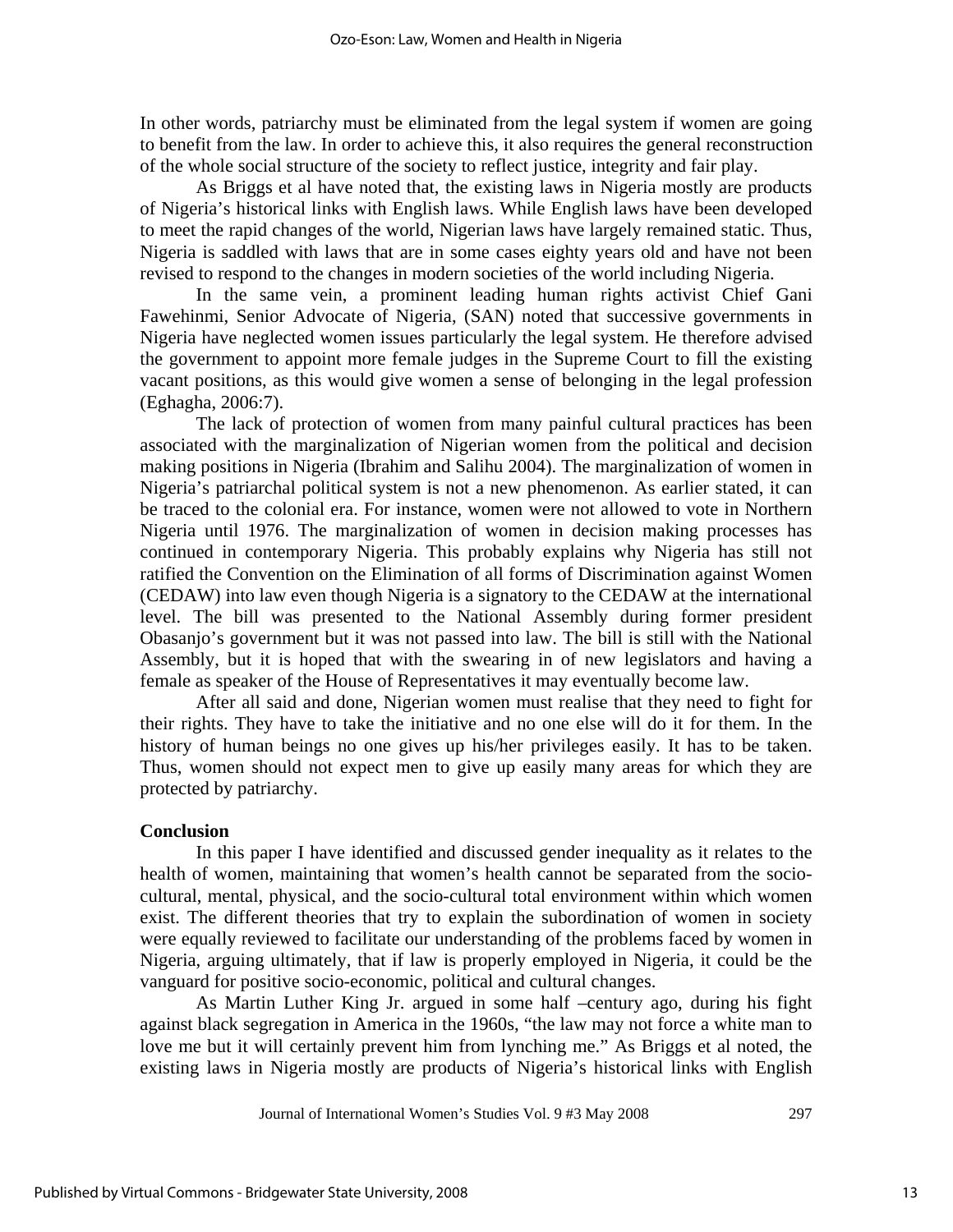In other words, patriarchy must be eliminated from the legal system if women are going to benefit from the law. In order to achieve this, it also requires the general reconstruction of the whole social structure of the society to reflect justice, integrity and fair play.

As Briggs et al have noted that, the existing laws in Nigeria mostly are products of Nigeria's historical links with English laws. While English laws have been developed to meet the rapid changes of the world, Nigerian laws have largely remained static. Thus, Nigeria is saddled with laws that are in some cases eighty years old and have not been revised to respond to the changes in modern societies of the world including Nigeria.

In the same vein, a prominent leading human rights activist Chief Gani Fawehinmi, Senior Advocate of Nigeria, (SAN) noted that successive governments in Nigeria have neglected women issues particularly the legal system. He therefore advised the government to appoint more female judges in the Supreme Court to fill the existing vacant positions, as this would give women a sense of belonging in the legal profession (Eghagha, 2006:7).

The lack of protection of women from many painful cultural practices has been associated with the marginalization of Nigerian women from the political and decision making positions in Nigeria (Ibrahim and Salihu 2004). The marginalization of women in Nigeria's patriarchal political system is not a new phenomenon. As earlier stated, it can be traced to the colonial era. For instance, women were not allowed to vote in Northern Nigeria until 1976. The marginalization of women in decision making processes has continued in contemporary Nigeria. This probably explains why Nigeria has still not ratified the Convention on the Elimination of all forms of Discrimination against Women (CEDAW) into law even though Nigeria is a signatory to the CEDAW at the international level. The bill was presented to the National Assembly during former president Obasanjo's government but it was not passed into law. The bill is still with the National Assembly, but it is hoped that with the swearing in of new legislators and having a female as speaker of the House of Representatives it may eventually become law.

After all said and done, Nigerian women must realise that they need to fight for their rights. They have to take the initiative and no one else will do it for them. In the history of human beings no one gives up his/her privileges easily. It has to be taken. Thus, women should not expect men to give up easily many areas for which they are protected by patriarchy.

**Conclusion**

In this paper I have identified and discussed gender inequality as it relates to the health of women, maintaining that women's health cannot be separated from the socio-cultural, mental, physical, and the socio-cultural total environment within which women exist. The different theories that try to explain the subordination of women in society were equally reviewed to facilitate our understanding of the problems faced by women in Nigeria, arguing ultimately, that if law is properly employed in Nigeria, it could be the vanguard for positive socio-economic, political and cultural changes.

As Martin Luther King Jr. argued in some half –century ago, during his fight against black segregation in America in the 1960s, "the law may not force a white man to love me but it will certainly prevent him from lynching me." As Briggs et al noted, the existing laws in Nigeria mostly are products of Nigeria's historical links with English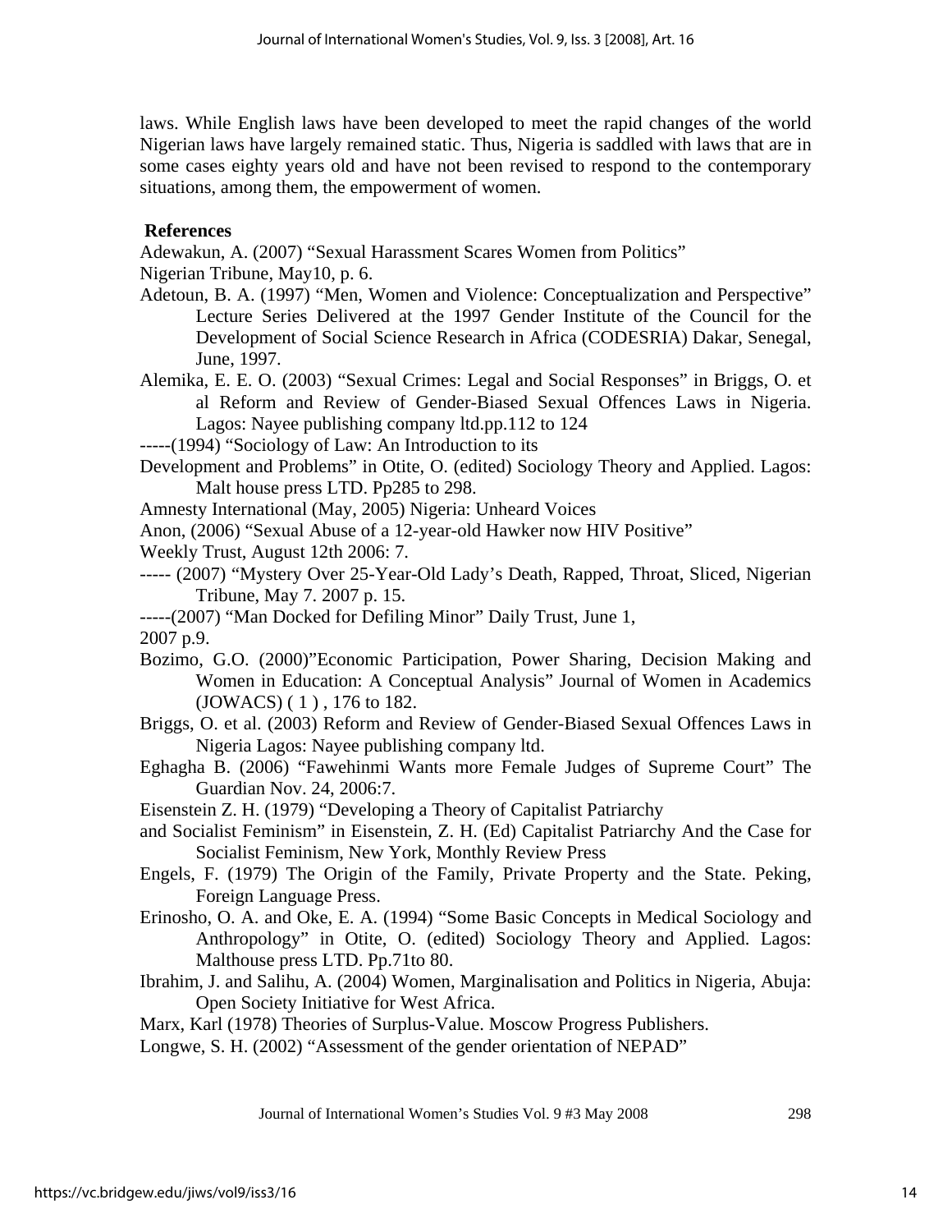laws. While English laws have been developed to meet the rapid changes of the world Nigerian laws have largely remained static. Thus, Nigeria is saddled with laws that are in some cases eighty years old and have not been revised to respond to the contemporary situations, among them, the empowerment of women.

## References

Adewakun, A. (2007) "Sexual Harassment Scares Women from Politics" Nigerian Tribune, May10, p. 6.

Adetoun, B. A. (1997) "Men, Women and Violence: Conceptualization and Perspective" Lecture Series Delivered at the 1997 Gender Institute of the Council for the Development of Social Science Research in Africa (CODESRIA) Dakar, Senegal, June, 1997.

Alemika, E. E. O. (2003) "Sexual Crimes: Legal and Social Responses" in Briggs, O. et al Reform and Review of Gender-Biased Sexual Offences Laws in Nigeria. Lagos: Nayee publishing company ltd.pp.112 to 124

-----(1994) "Sociology of Law: An Introduction to its Development and Problems" in Otite, O. (edited) Sociology Theory and Applied. Lagos: Malt house press LTD. Pp285 to 298.

Amnesty International (May, 2005) Nigeria: Unheard Voices

Anon, (2006) "Sexual Abuse of a 12-year-old Hawker now HIV Positive" Weekly Trust, August 12th 2006: 7.

----- (2007) "Mystery Over 25-Year-Old Lady's Death, Rapped, Throat, Sliced, Nigerian Tribune, May 7. 2007 p. 15.

-----(2007) "Man Docked for Defiling Minor" Daily Trust, June 1, 2007 p.9.

Bozimo, G.O. (2000)"Economic Participation, Power Sharing, Decision Making and Women in Education: A Conceptual Analysis" Journal of Women in Academics (JOWACS) ( 1 ) , 176 to 182.

Briggs, O. et al. (2003) Reform and Review of Gender-Biased Sexual Offences Laws in Nigeria Lagos: Nayee publishing company ltd.

Eghagha B. (2006) "Fawehinmi Wants more Female Judges of Supreme Court" The Guardian Nov. 24, 2006:7.

Eisenstein Z. H. (1979) "Developing a Theory of Capitalist Patriarchy and Socialist Feminism" in Eisenstein, Z. H. (Ed) Capitalist Patriarchy And the Case for Socialist Feminism, New York, Monthly Review Press

Engels, F. (1979) The Origin of the Family, Private Property and the State. Peking, Foreign Language Press.

Erinosho, O. A. and Oke, E. A. (1994) "Some Basic Concepts in Medical Sociology and Anthropology" in Otite, O. (edited) Sociology Theory and Applied. Lagos: Malthouse press LTD. Pp.71to 80.

Ibrahim, J. and Salihu, A. (2004) Women, Marginalisation and Politics in Nigeria, Abuja: Open Society Initiative for West Africa.

Marx, Karl (1978) Theories of Surplus-Value. Moscow Progress Publishers.

Longwe, S. H. (2002) "Assessment of the gender orientation of NEPAD"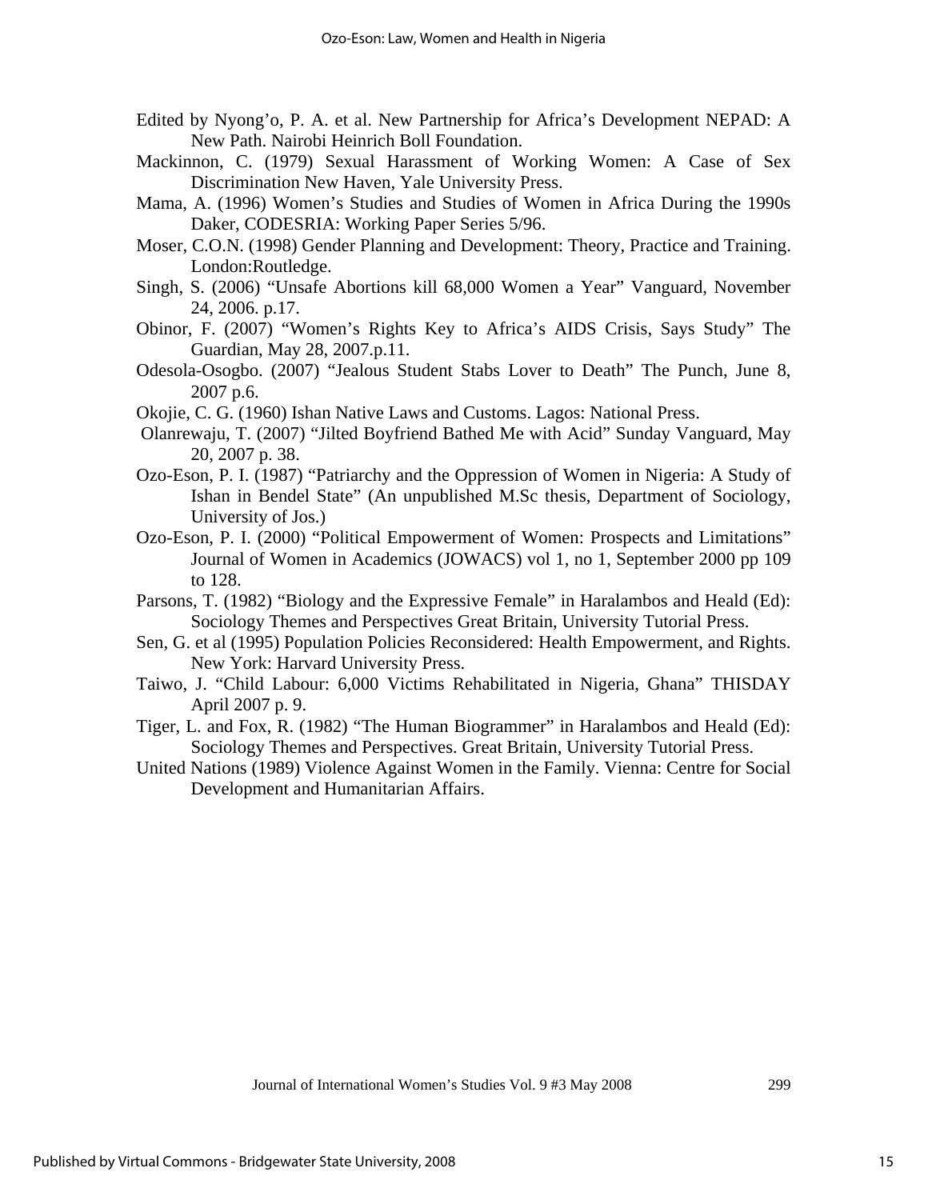Edited by Nyong'o, P. A. et al. New Partnership for Africa's Development NEPAD: A New Path. Nairobi Heinrich Boll Foundation.

Mackinnon, C. (1979) Sexual Harassment of Working Women: A Case of Sex Discrimination New Haven, Yale University Press.

Mama, A. (1996) Women's Studies and Studies of Women in Africa During the 1990s Daker, CODESRIA: Working Paper Series 5/96.

Moser, C.O.N. (1998) Gender Planning and Development: Theory, Practice and Training. London:Routledge.

Singh, S. (2006) "Unsafe Abortions kill 68,000 Women a Year" Vanguard, November 24, 2006. p.17.

Obinor, F. (2007) "Women's Rights Key to Africa's AIDS Crisis, Says Study" The Guardian, May 28, 2007.p.11.

Odesola-Osogbo. (2007) "Jealous Student Stabs Lover to Death" The Punch, June 8, 2007 p.6.

Okojie, C. G. (1960) Ishan Native Laws and Customs. Lagos: National Press.

Olanrewaju, T. (2007) "Jilted Boyfriend Bathed Me with Acid" Sunday Vanguard, May 20, 2007 p. 38.

Ozo-Eson, P. I. (1987) "Patriarchy and the Oppression of Women in Nigeria: A Study of Ishan in Bendel State" (An unpublished M.Sc thesis, Department of Sociology, University of Jos.)

Ozo-Eson, P. I. (2000) "Political Empowerment of Women: Prospects and Limitations" Journal of Women in Academics (JOWACS) vol 1, no 1, September 2000 pp 109 to 128.

Parsons, T. (1982) "Biology and the Expressive Female" in Haralambos and Heald (Ed): Sociology Themes and Perspectives Great Britain, University Tutorial Press.

Sen, G. et al (1995) Population Policies Reconsidered: Health Empowerment, and Rights. New York: Harvard University Press.

Taiwo, J. "Child Labour: 6,000 Victims Rehabilitated in Nigeria, Ghana" THISDAY April 2007 p. 9.

Tiger, L. and Fox, R. (1982) "The Human Biogrammer" in Haralambos and Heald (Ed): Sociology Themes and Perspectives. Great Britain, University Tutorial Press.

United Nations (1989) Violence Against Women in the Family. Vienna: Centre for Social Development and Humanitarian Affairs.